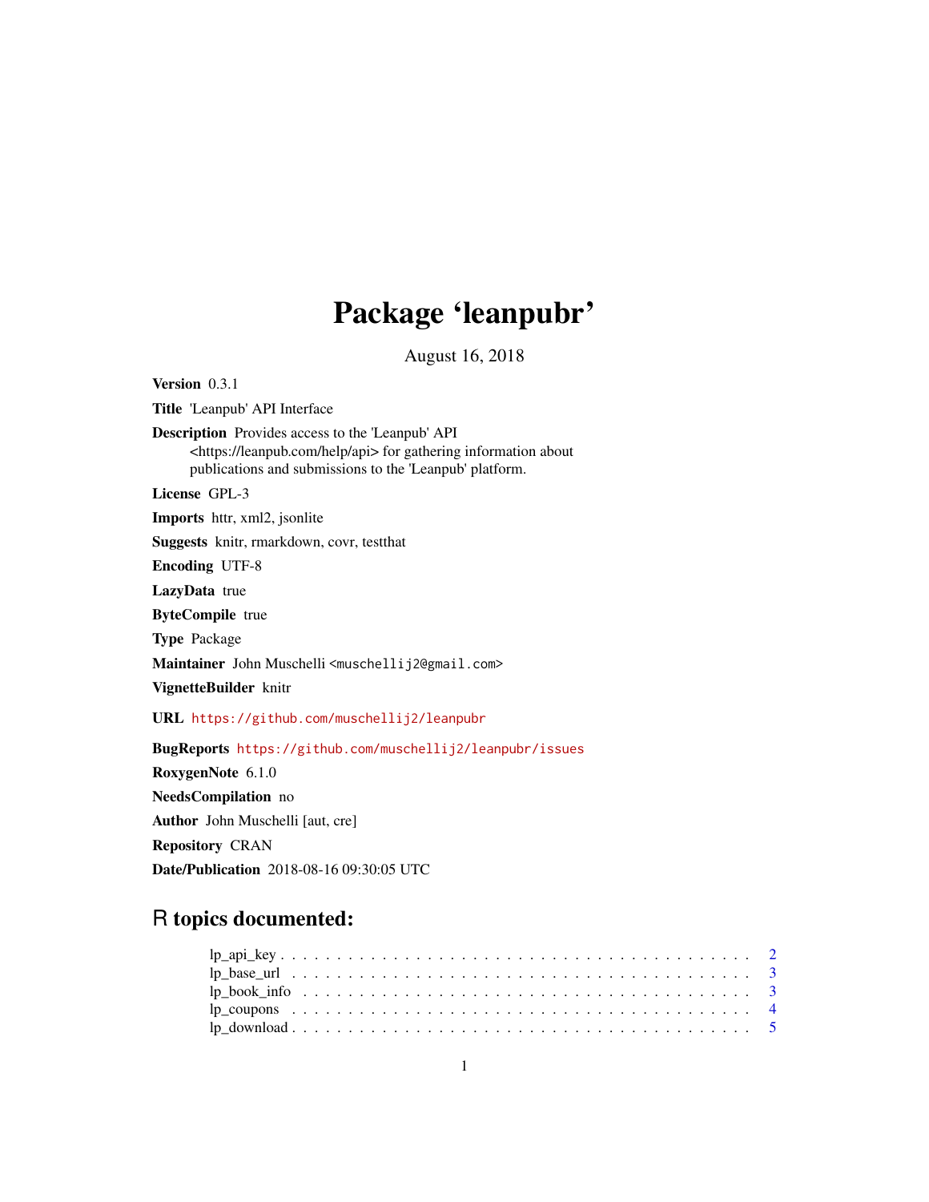# Package 'leanpubr'

August 16, 2018

**Version** 0.3.1

**Title** 'Leanpub' API Interface

**Description** Provides access to the 'Leanpub' API <https://leanpub.com/help/api> for gathering information about publications and submissions to the 'Leanpub' platform.

**License** GPL-3

**Imports** httr, xml2, jsonlite

**Suggests** knitr, rmarkdown, covr, testthat

**Encoding** UTF-8

**LazyData** true

**ByteCompile** true

**Type** Package

**Maintainer** John Muschelli <muschellij2@gmail.com>

**VignetteBuilder** knitr

**URL** https://github.com/muschellij2/leanpubr

**BugReports** https://github.com/muschellij2/leanpubr/issues

**RoxygenNote** 6.1.0

**NeedsCompilation** no

**Author** John Muschelli [aut, cre]

**Repository** CRAN

**Date/Publication** 2018-08-16 09:30:05 UTC

## R topics documented:

lp_api_key . . . . . . . . . . . . . . . . . . . . . . . . . . . . . . . . . . . . . . . 2
lp_base_url . . . . . . . . . . . . . . . . . . . . . . . . . . . . . . . . . . . . . . 3
lp_book_info . . . . . . . . . . . . . . . . . . . . . . . . . . . . . . . . . . . . . 3
lp_coupons . . . . . . . . . . . . . . . . . . . . . . . . . . . . . . . . . . . . . . 4
lp_download . . . . . . . . . . . . . . . . . . . . . . . . . . . . . . . . . . . . . 5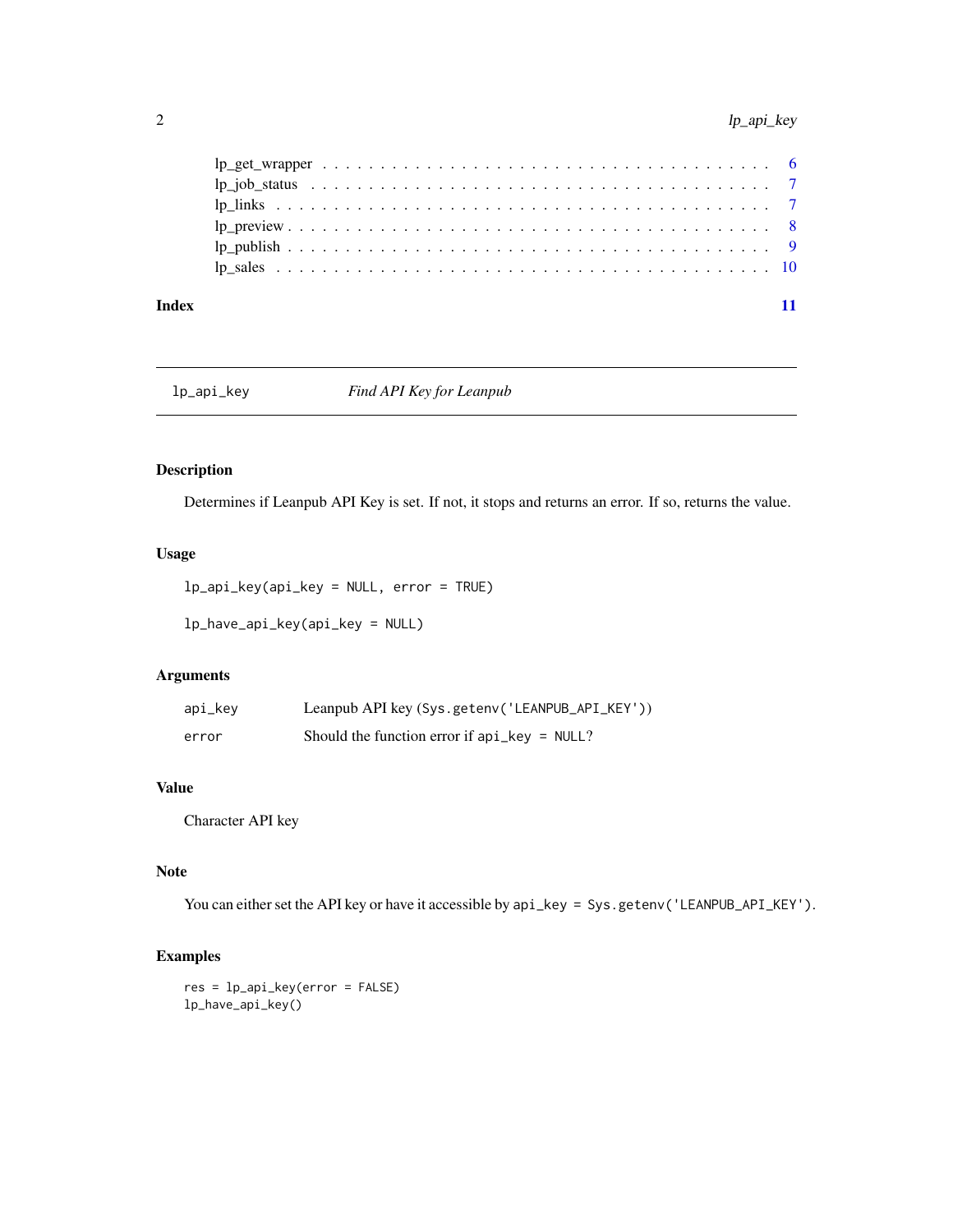lp_get_wrapper . . . . . . . . . . . . . . . . . . . . . . . . . . . . . . . . . . . 6
lp_job_status . . . . . . . . . . . . . . . . . . . . . . . . . . . . . . . . . . . 7
lp_links . . . . . . . . . . . . . . . . . . . . . . . . . . . . . . . . . . . . . . 7
lp_preview . . . . . . . . . . . . . . . . . . . . . . . . . . . . . . . . . . . . 8
lp_publish . . . . . . . . . . . . . . . . . . . . . . . . . . . . . . . . . . . . 9
lp_sales . . . . . . . . . . . . . . . . . . . . . . . . . . . . . . . . . . . . . 10

**Index** **11**

---

`lp_api_key` *Find API Key for Leanpub*

---

## Description

Determines if Leanpub API Key is set. If not, it stops and returns an error. If so, returns the value.

## Usage

```
lp_api_key(api_key = NULL, error = TRUE)

lp_have_api_key(api_key = NULL)
```

## Arguments

| | |
|---|---|
| `api_key` | Leanpub API key (`Sys.getenv('LEANPUB_API_KEY')`) |
| `error` | Should the function error if `api_key = NULL`? |

## Value

Character API key

## Note

You can either set the API key or have it accessible by `api_key = Sys.getenv('LEANPUB_API_KEY')`.

## Examples

```
res = lp_api_key(error = FALSE)
lp_have_api_key()
```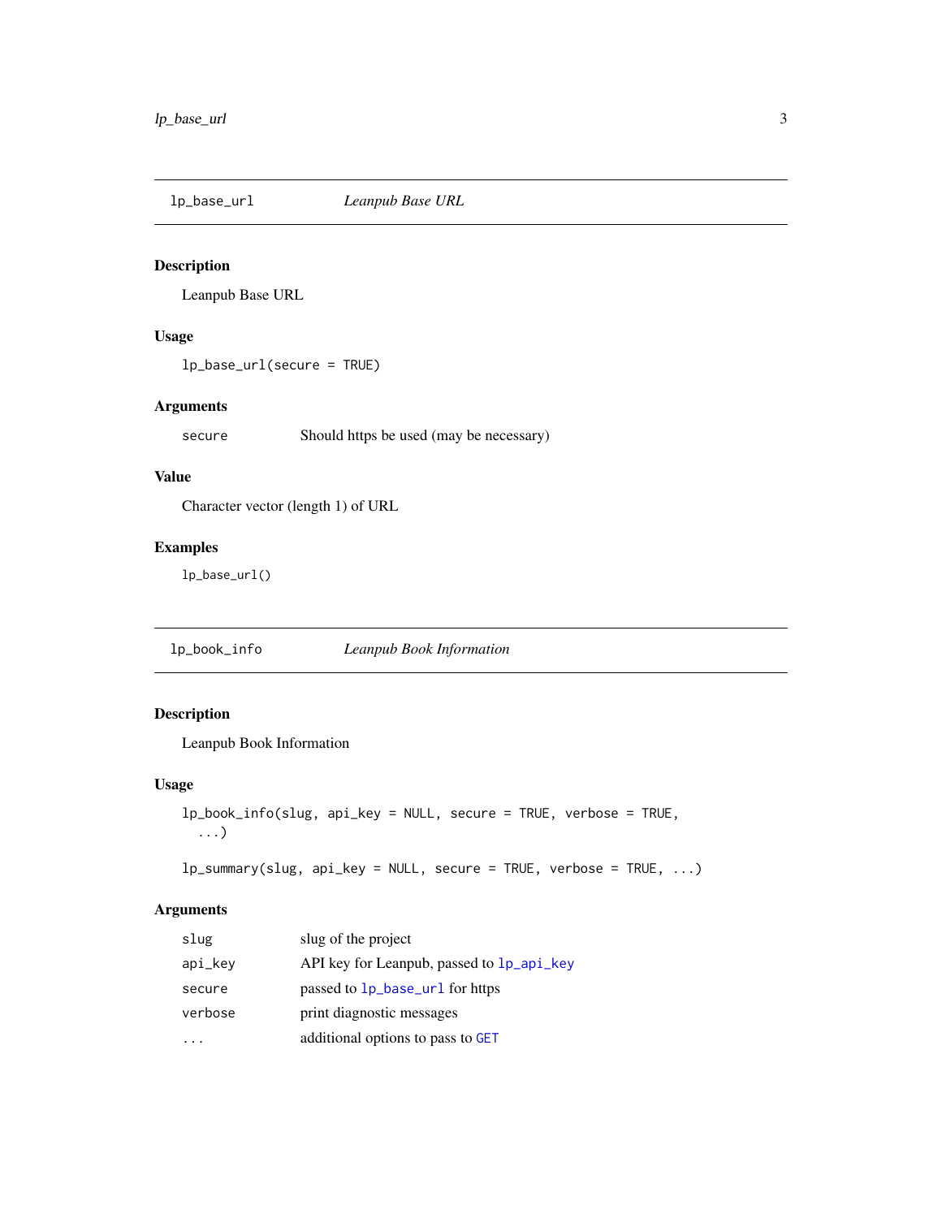## lp_base_url — *Leanpub Base URL*

### Description

Leanpub Base URL

### Usage

```
lp_base_url(secure = TRUE)
```

### Arguments

| | |
|---|---|
| `secure` | Should https be used (may be necessary) |

### Value

Character vector (length 1) of URL

### Examples

```
lp_base_url()
```

## lp_book_info — *Leanpub Book Information*

### Description

Leanpub Book Information

### Usage

```
lp_book_info(slug, api_key = NULL, secure = TRUE, verbose = TRUE,
  ...)

lp_summary(slug, api_key = NULL, secure = TRUE, verbose = TRUE, ...)
```

### Arguments

| | |
|---|---|
| `slug` | slug of the project |
| `api_key` | API key for Leanpub, passed to `lp_api_key` |
| `secure` | passed to `lp_base_url` for https |
| `verbose` | print diagnostic messages |
| `...` | additional options to pass to `GET` |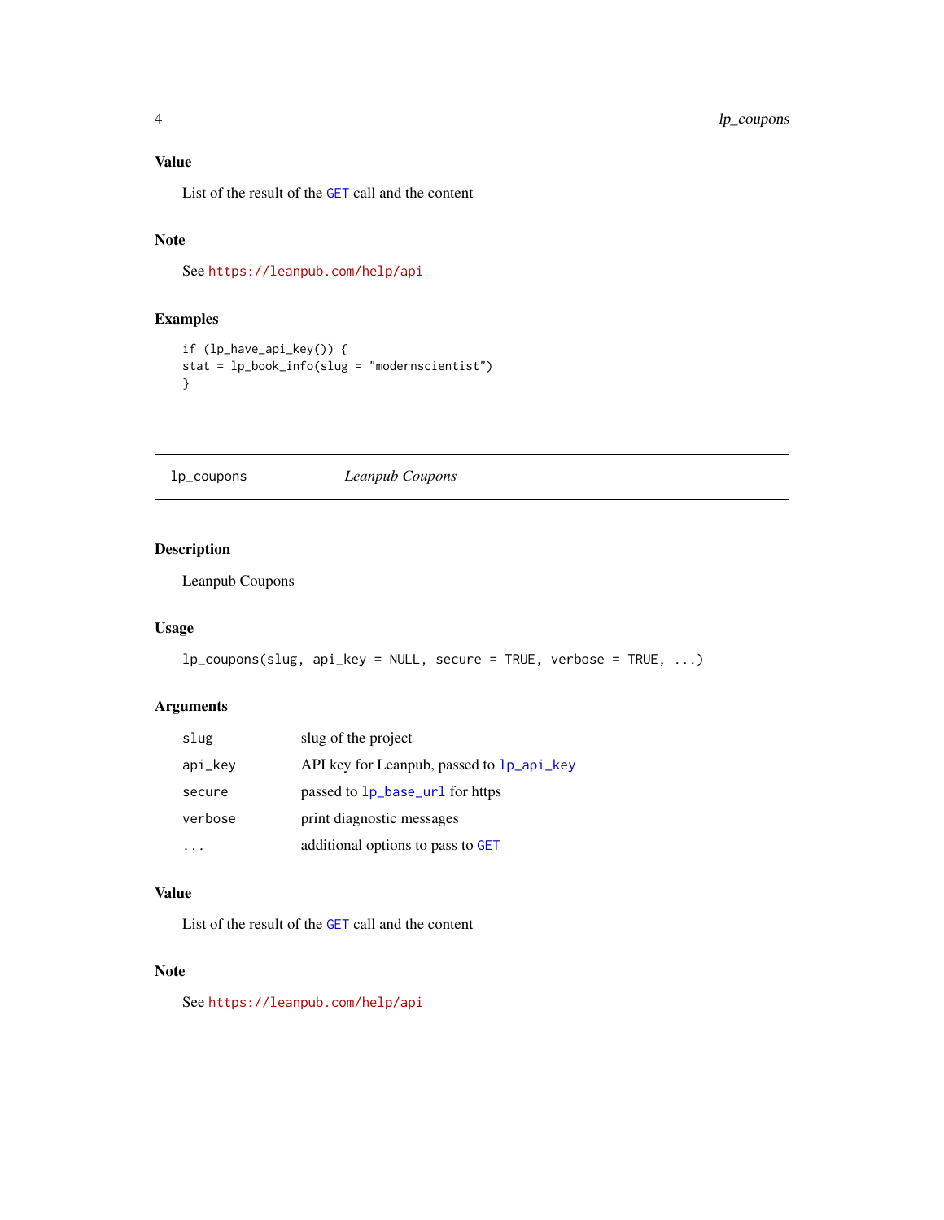### Value

List of the result of the GET call and the content

### Note

See https://leanpub.com/help/api

### Examples

```
if (lp_have_api_key()) {
stat = lp_book_info(slug = "modernscientist")
}
```

---

## lp_coupons *Leanpub Coupons*

---

### Description

Leanpub Coupons

### Usage

```
lp_coupons(slug, api_key = NULL, secure = TRUE, verbose = TRUE, ...)
```

### Arguments

| | |
|---|---|
| slug | slug of the project |
| api_key | API key for Leanpub, passed to lp_api_key |
| secure | passed to lp_base_url for https |
| verbose | print diagnostic messages |
| ... | additional options to pass to GET |

### Value

List of the result of the GET call and the content

### Note

See https://leanpub.com/help/api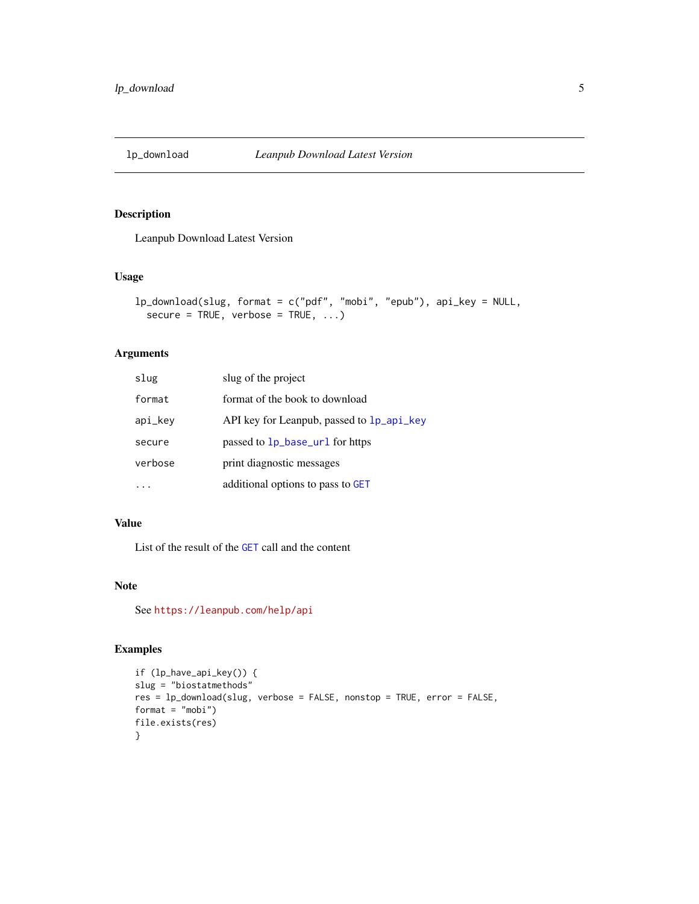## lp_download — *Leanpub Download Latest Version*

### Description

Leanpub Download Latest Version

### Usage

```
lp_download(slug, format = c("pdf", "mobi", "epub"), api_key = NULL,
  secure = TRUE, verbose = TRUE, ...)
```

### Arguments

| | |
|---|---|
| `slug` | slug of the project |
| `format` | format of the book to download |
| `api_key` | API key for Leanpub, passed to `lp_api_key` |
| `secure` | passed to `lp_base_url` for https |
| `verbose` | print diagnostic messages |
| `...` | additional options to pass to `GET` |

### Value

List of the result of the `GET` call and the content

### Note

See https://leanpub.com/help/api

### Examples

```
if (lp_have_api_key()) {
slug = "biostatmethods"
res = lp_download(slug, verbose = FALSE, nonstop = TRUE, error = FALSE,
format = "mobi")
file.exists(res)
}
```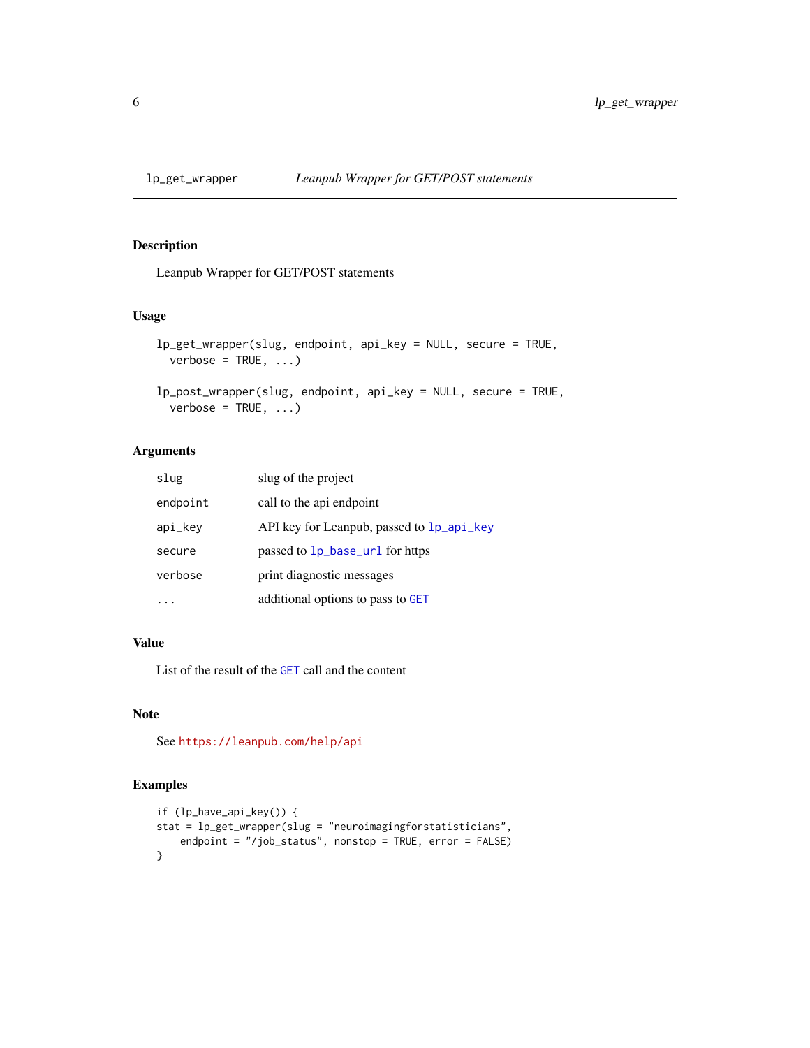# lp_get_wrapper — *Leanpub Wrapper for GET/POST statements*

## Description

Leanpub Wrapper for GET/POST statements

## Usage

```
lp_get_wrapper(slug, endpoint, api_key = NULL, secure = TRUE,
  verbose = TRUE, ...)

lp_post_wrapper(slug, endpoint, api_key = NULL, secure = TRUE,
  verbose = TRUE, ...)
```

## Arguments

| | |
|---|---|
| `slug` | slug of the project |
| `endpoint` | call to the api endpoint |
| `api_key` | API key for Leanpub, passed to `lp_api_key` |
| `secure` | passed to `lp_base_url` for https |
| `verbose` | print diagnostic messages |
| `...` | additional options to pass to `GET` |

## Value

List of the result of the `GET` call and the content

## Note

See https://leanpub.com/help/api

## Examples

```
if (lp_have_api_key()) {
stat = lp_get_wrapper(slug = "neuroimagingforstatisticians",
    endpoint = "/job_status", nonstop = TRUE, error = FALSE)
}
```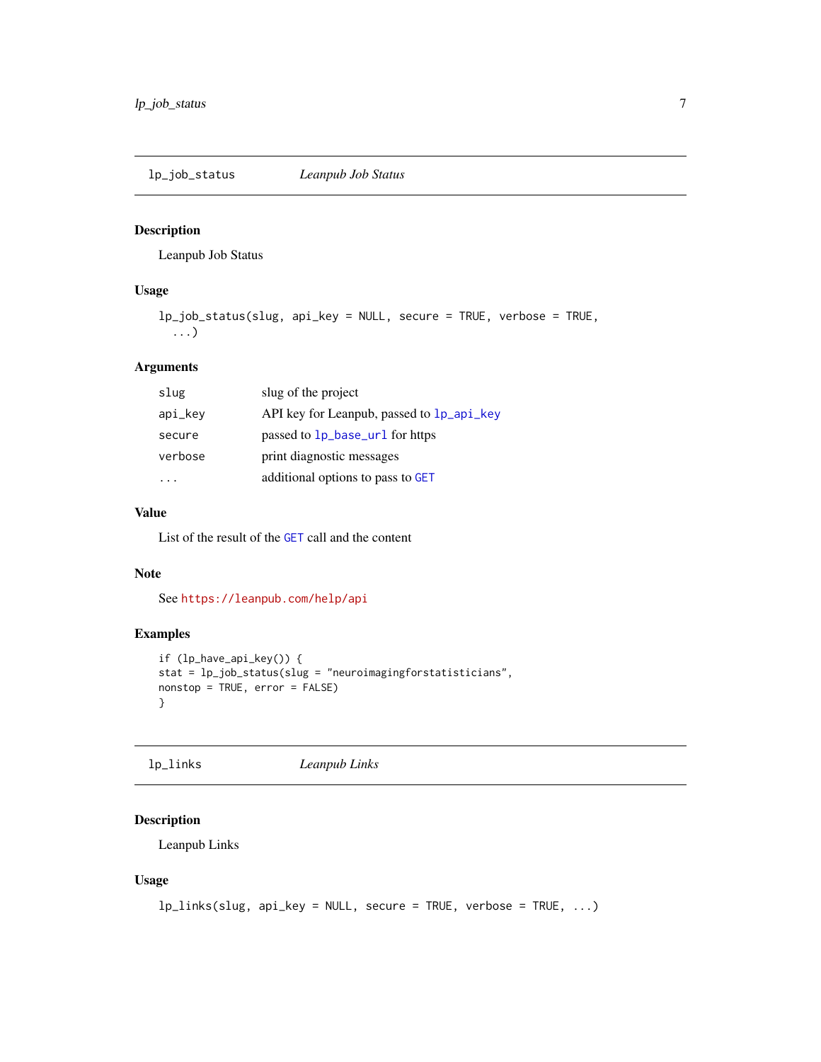## lp_job_status *Leanpub Job Status*

### Description

Leanpub Job Status

### Usage

```
lp_job_status(slug, api_key = NULL, secure = TRUE, verbose = TRUE,
  ...)
```

### Arguments

| | |
|---|---|
| slug | slug of the project |
| api_key | API key for Leanpub, passed to `lp_api_key` |
| secure | passed to `lp_base_url` for https |
| verbose | print diagnostic messages |
| ... | additional options to pass to `GET` |

### Value

List of the result of the `GET` call and the content

### Note

See https://leanpub.com/help/api

### Examples

```
if (lp_have_api_key()) {
stat = lp_job_status(slug = "neuroimagingforstatisticians",
nonstop = TRUE, error = FALSE)
}
```

## lp_links *Leanpub Links*

### Description

Leanpub Links

### Usage

```
lp_links(slug, api_key = NULL, secure = TRUE, verbose = TRUE, ...)
```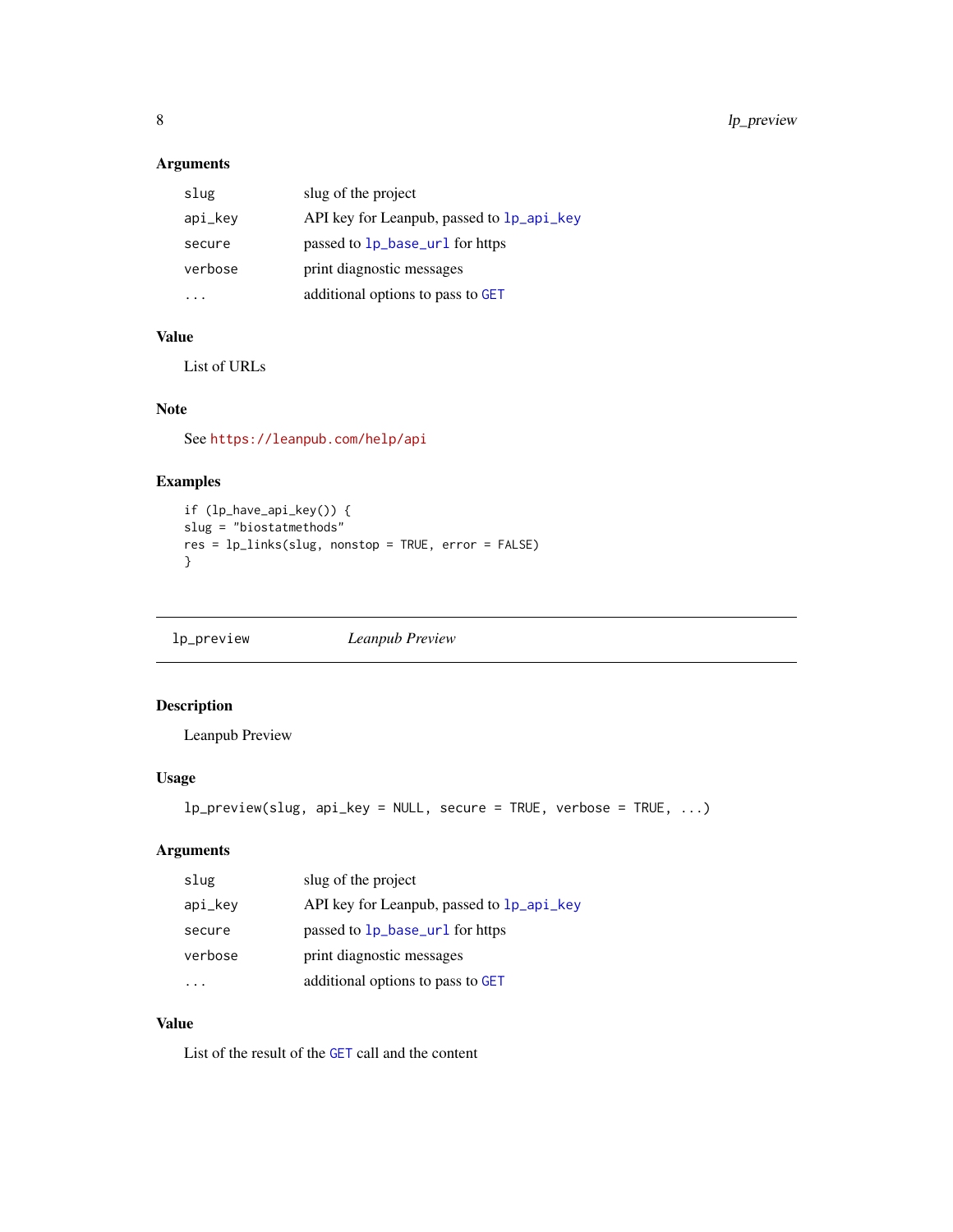### Arguments

| | |
|---|---|
| slug | slug of the project |
| api_key | API key for Leanpub, passed to lp_api_key |
| secure | passed to lp_base_url for https |
| verbose | print diagnostic messages |
| ... | additional options to pass to GET |

### Value

List of URLs

### Note

See https://leanpub.com/help/api

### Examples

```
if (lp_have_api_key()) {
slug = "biostatmethods"
res = lp_links(slug, nonstop = TRUE, error = FALSE)
}
```

---

## lp_preview — *Leanpub Preview*

### Description

Leanpub Preview

### Usage

```
lp_preview(slug, api_key = NULL, secure = TRUE, verbose = TRUE, ...)
```

### Arguments

| | |
|---|---|
| slug | slug of the project |
| api_key | API key for Leanpub, passed to lp_api_key |
| secure | passed to lp_base_url for https |
| verbose | print diagnostic messages |
| ... | additional options to pass to GET |

### Value

List of the result of the GET call and the content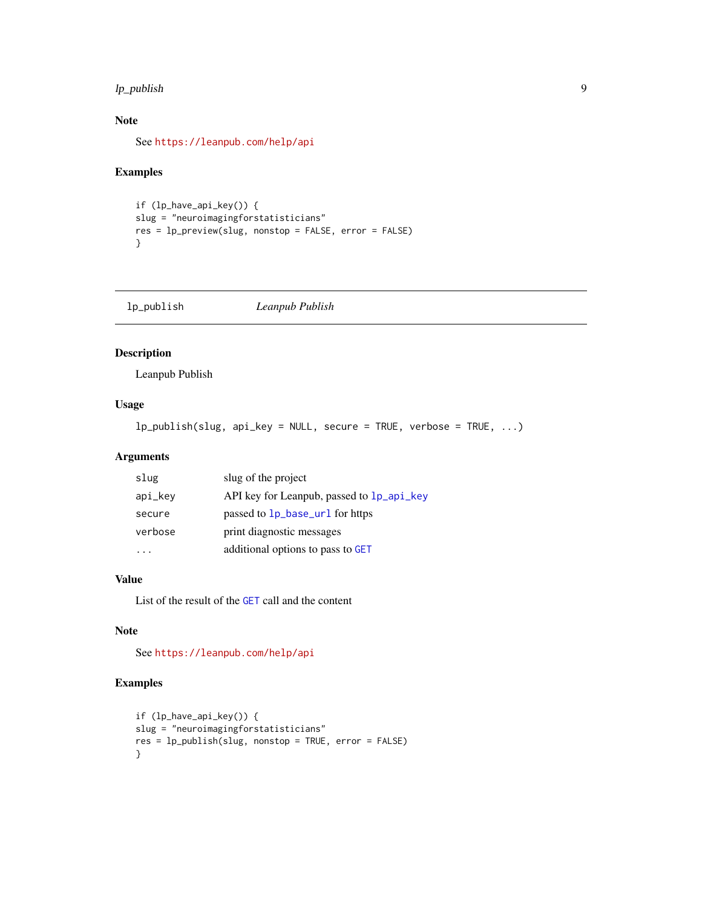### Note

See https://leanpub.com/help/api

### Examples

```
if (lp_have_api_key()) {
slug = "neuroimagingforstatisticians"
res = lp_preview(slug, nonstop = FALSE, error = FALSE)
}
```

---

## lp_publish *Leanpub Publish*

---

### Description

Leanpub Publish

### Usage

```
lp_publish(slug, api_key = NULL, secure = TRUE, verbose = TRUE, ...)
```

### Arguments

| | |
|---|---|
| slug | slug of the project |
| api_key | API key for Leanpub, passed to lp_api_key |
| secure | passed to lp_base_url for https |
| verbose | print diagnostic messages |
| ... | additional options to pass to GET |

### Value

List of the result of the GET call and the content

### Note

See https://leanpub.com/help/api

### Examples

```
if (lp_have_api_key()) {
slug = "neuroimagingforstatisticians"
res = lp_publish(slug, nonstop = TRUE, error = FALSE)
}
```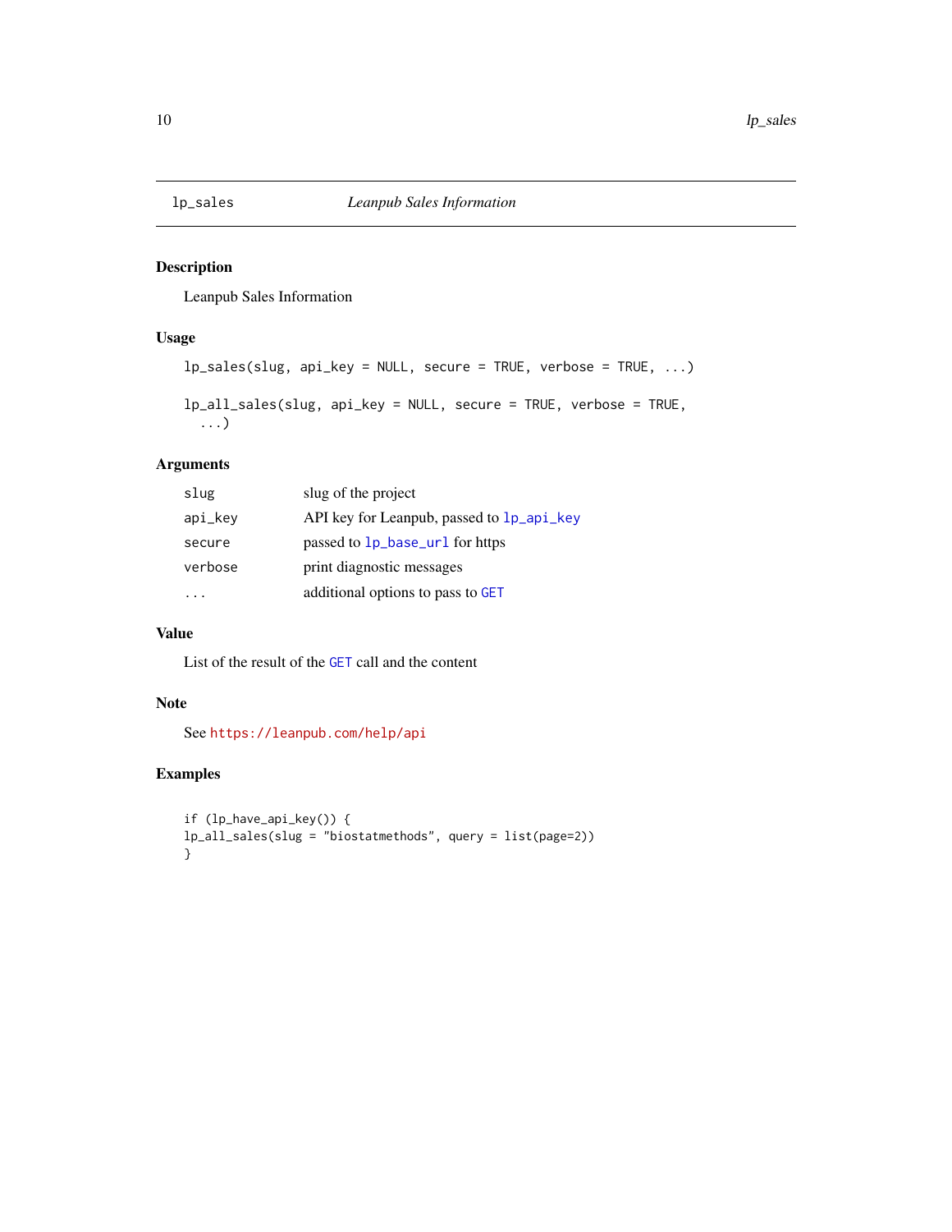## lp_sales — *Leanpub Sales Information*

### Description

Leanpub Sales Information

### Usage

```
lp_sales(slug, api_key = NULL, secure = TRUE, verbose = TRUE, ...)

lp_all_sales(slug, api_key = NULL, secure = TRUE, verbose = TRUE,
  ...)
```

### Arguments

| | |
|---|---|
| slug | slug of the project |
| api_key | API key for Leanpub, passed to lp_api_key |
| secure | passed to lp_base_url for https |
| verbose | print diagnostic messages |
| ... | additional options to pass to GET |

### Value

List of the result of the GET call and the content

### Note

See https://leanpub.com/help/api

### Examples

```
if (lp_have_api_key()) {
lp_all_sales(slug = "biostatmethods", query = list(page=2))
}
```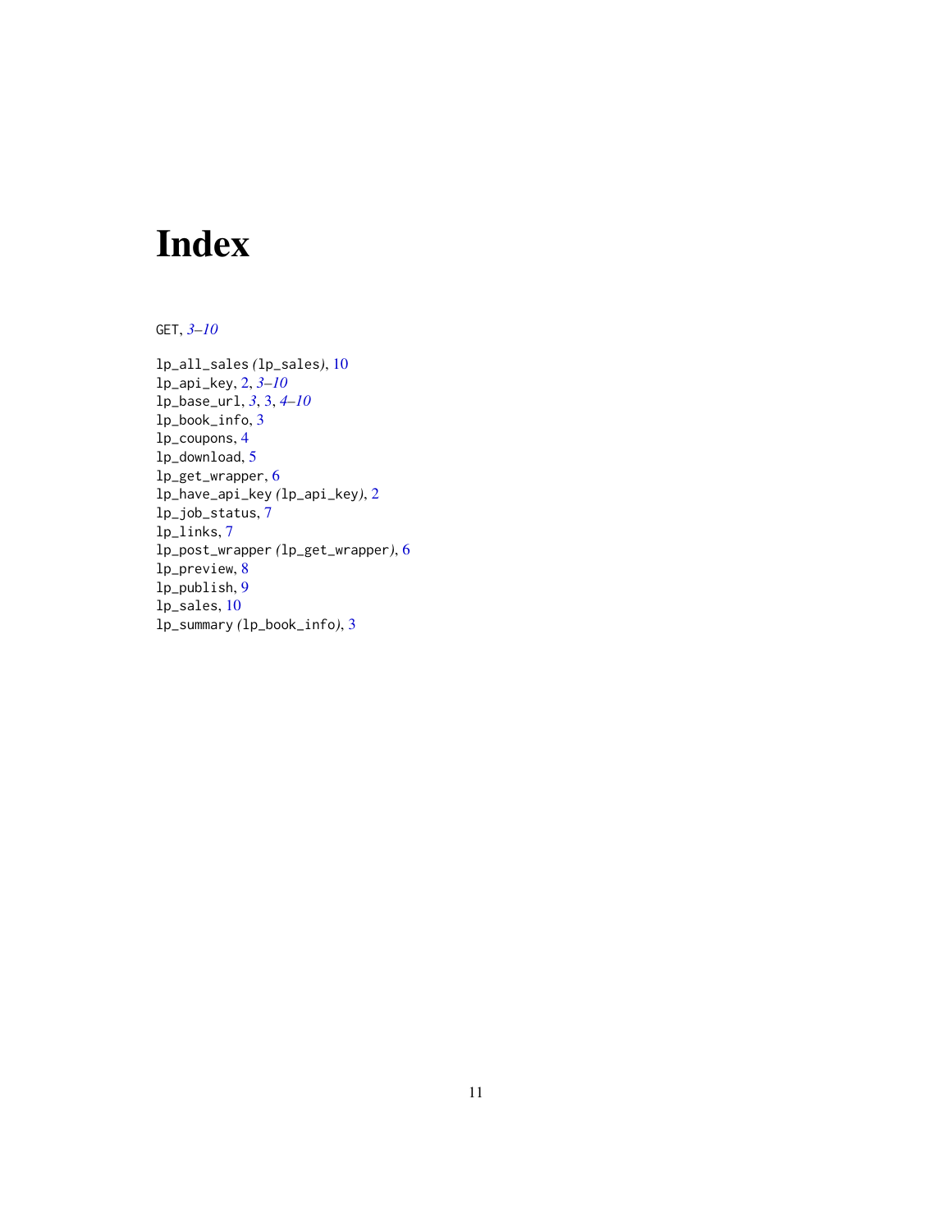# Index

GET, *3–10*

lp_all_sales (lp_sales), 10
lp_api_key, 2, *3–10*
lp_base_url, *3*, 3, *4–10*
lp_book_info, 3
lp_coupons, 4
lp_download, 5
lp_get_wrapper, 6
lp_have_api_key (lp_api_key), 2
lp_job_status, 7
lp_links, 7
lp_post_wrapper (lp_get_wrapper), 6
lp_preview, 8
lp_publish, 9
lp_sales, 10
lp_summary (lp_book_info), 3